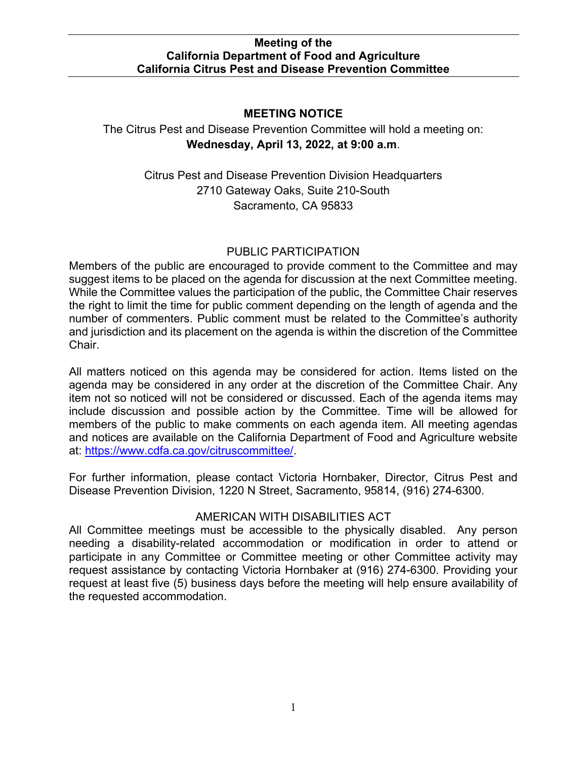**Meeting of the**
**California Department of Food and Agriculture**
**California Citrus Pest and Disease Prevention Committee**

## MEETING NOTICE

The Citrus Pest and Disease Prevention Committee will hold a meeting on:
**Wednesday, April 13, 2022, at 9:00 a.m**.

Citrus Pest and Disease Prevention Division Headquarters
2710 Gateway Oaks, Suite 210-South
Sacramento, CA 95833

### PUBLIC PARTICIPATION

Members of the public are encouraged to provide comment to the Committee and may suggest items to be placed on the agenda for discussion at the next Committee meeting. While the Committee values the participation of the public, the Committee Chair reserves the right to limit the time for public comment depending on the length of agenda and the number of commenters. Public comment must be related to the Committee's authority and jurisdiction and its placement on the agenda is within the discretion of the Committee Chair.

All matters noticed on this agenda may be considered for action. Items listed on the agenda may be considered in any order at the discretion of the Committee Chair. Any item not so noticed will not be considered or discussed. Each of the agenda items may include discussion and possible action by the Committee. Time will be allowed for members of the public to make comments on each agenda item. All meeting agendas and notices are available on the California Department of Food and Agriculture website at: https://www.cdfa.ca.gov/citruscommittee/.

For further information, please contact Victoria Hornbaker, Director, Citrus Pest and Disease Prevention Division, 1220 N Street, Sacramento, 95814, (916) 274-6300.

### AMERICAN WITH DISABILITIES ACT

All Committee meetings must be accessible to the physically disabled. Any person needing a disability-related accommodation or modification in order to attend or participate in any Committee or Committee meeting or other Committee activity may request assistance by contacting Victoria Hornbaker at (916) 274-6300. Providing your request at least five (5) business days before the meeting will help ensure availability of the requested accommodation.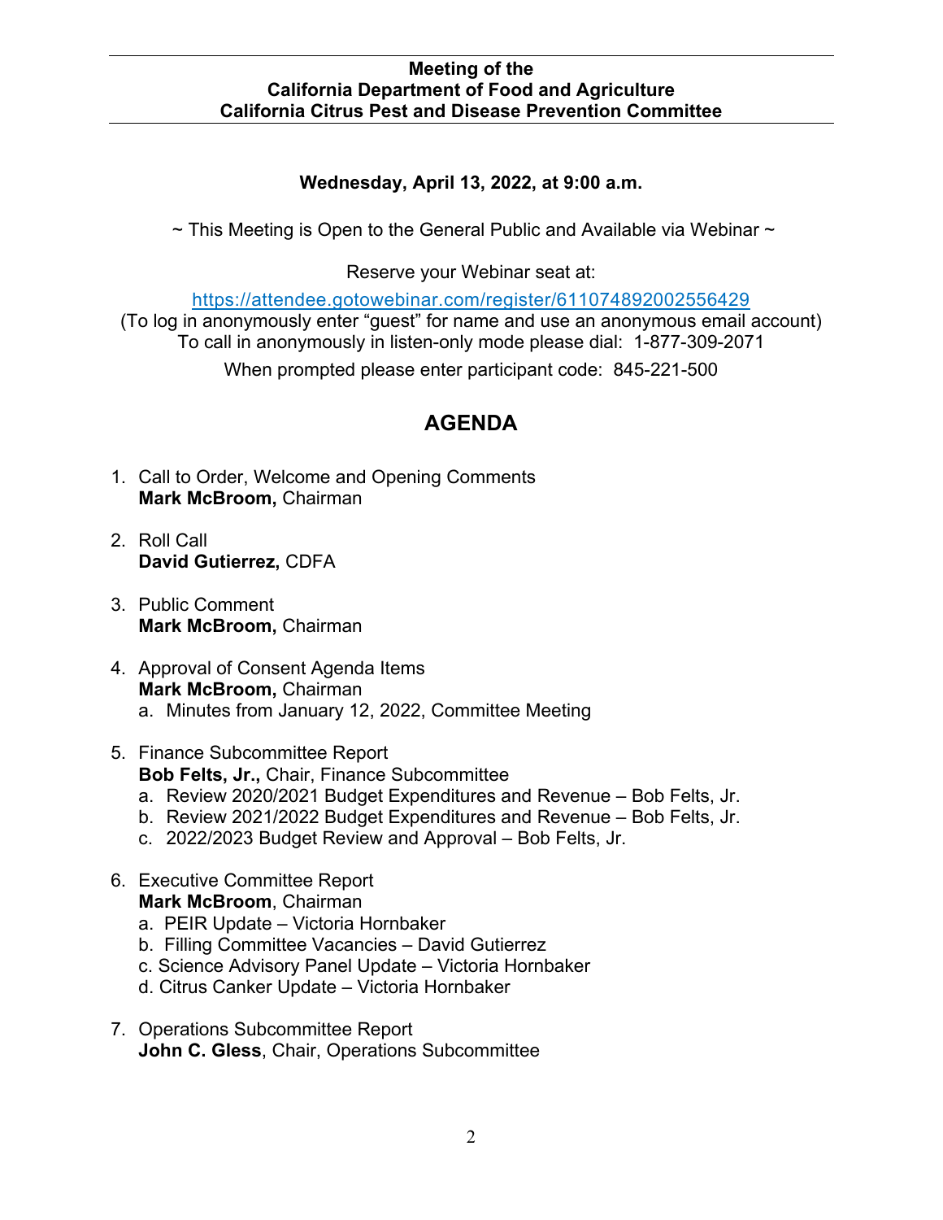**Meeting of the**
**California Department of Food and Agriculture**
**California Citrus Pest and Disease Prevention Committee**

**Wednesday, April 13, 2022, at 9:00 a.m.**

~ This Meeting is Open to the General Public and Available via Webinar ~

Reserve your Webinar seat at:

https://attendee.gotowebinar.com/register/611074892002556429

(To log in anonymously enter "guest" for name and use an anonymous email account)
To call in anonymously in listen-only mode please dial: 1-877-309-2071

When prompted please enter participant code: 845-221-500

# AGENDA

1. Call to Order, Welcome and Opening Comments
   **Mark McBroom,** Chairman

2. Roll Call
   **David Gutierrez,** CDFA

3. Public Comment
   **Mark McBroom,** Chairman

4. Approval of Consent Agenda Items
   **Mark McBroom,** Chairman
   a. Minutes from January 12, 2022, Committee Meeting

5. Finance Subcommittee Report
   **Bob Felts, Jr.,** Chair, Finance Subcommittee
   a. Review 2020/2021 Budget Expenditures and Revenue – Bob Felts, Jr.
   b. Review 2021/2022 Budget Expenditures and Revenue – Bob Felts, Jr.
   c. 2022/2023 Budget Review and Approval – Bob Felts, Jr.

6. Executive Committee Report
   **Mark McBroom**, Chairman
   a. PEIR Update – Victoria Hornbaker
   b. Filling Committee Vacancies – David Gutierrez
   c. Science Advisory Panel Update – Victoria Hornbaker
   d. Citrus Canker Update – Victoria Hornbaker

7. Operations Subcommittee Report
   **John C. Gless**, Chair, Operations Subcommittee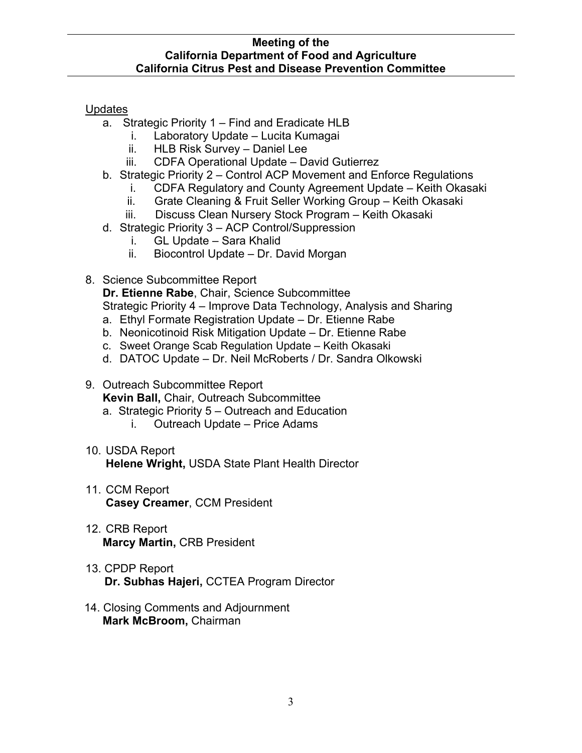**Meeting of the**
**California Department of Food and Agriculture**
**California Citrus Pest and Disease Prevention Committee**

Updates

- a. Strategic Priority 1 – Find and Eradicate HLB
  - i. Laboratory Update – Lucita Kumagai
  - ii. HLB Risk Survey – Daniel Lee
  - iii. CDFA Operational Update – David Gutierrez
- b. Strategic Priority 2 – Control ACP Movement and Enforce Regulations
  - i. CDFA Regulatory and County Agreement Update – Keith Okasaki
  - ii. Grate Cleaning & Fruit Seller Working Group – Keith Okasaki
  - iii. Discuss Clean Nursery Stock Program – Keith Okasaki
- d. Strategic Priority 3 – ACP Control/Suppression
  - i. GL Update – Sara Khalid
  - ii. Biocontrol Update – Dr. David Morgan

8. Science Subcommittee Report
   **Dr. Etienne Rabe**, Chair, Science Subcommittee
   Strategic Priority 4 – Improve Data Technology, Analysis and Sharing
   - a. Ethyl Formate Registration Update – Dr. Etienne Rabe
   - b. Neonicotinoid Risk Mitigation Update – Dr. Etienne Rabe
   - c. Sweet Orange Scab Regulation Update – Keith Okasaki
   - d. DATOC Update – Dr. Neil McRoberts / Dr. Sandra Olkowski

9. Outreach Subcommittee Report
   **Kevin Ball,** Chair, Outreach Subcommittee
   - a. Strategic Priority 5 – Outreach and Education
     - i. Outreach Update – Price Adams

10. USDA Report
    **Helene Wright,** USDA State Plant Health Director

11. CCM Report
    **Casey Creamer**, CCM President

12. CRB Report
    **Marcy Martin,** CRB President

13. CPDP Report
    **Dr. Subhas Hajeri,** CCTEA Program Director

14. Closing Comments and Adjournment
    **Mark McBroom,** Chairman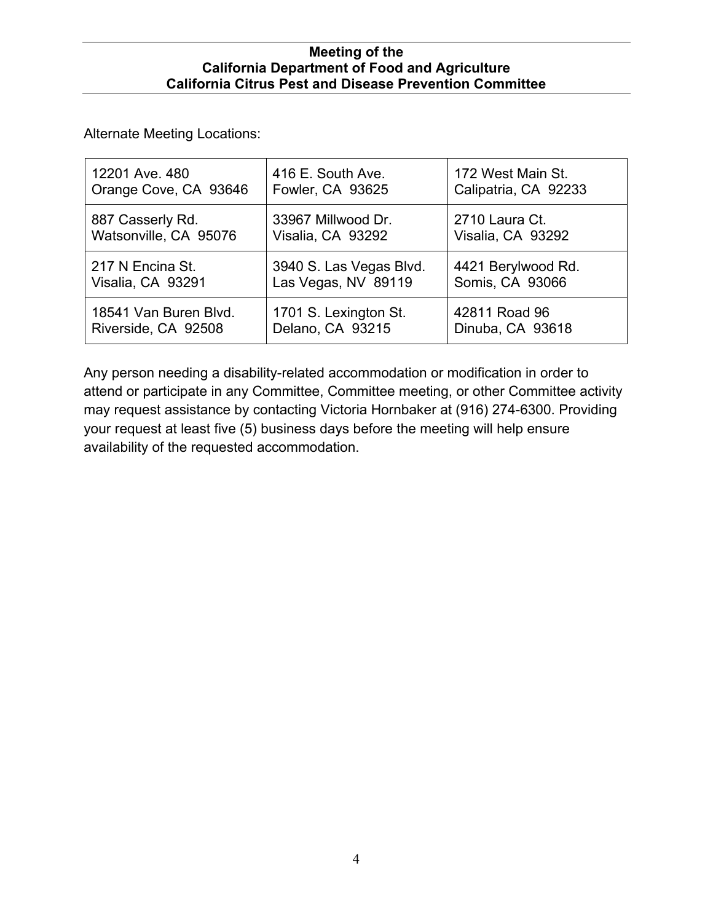**Meeting of the**
**California Department of Food and Agriculture**
**California Citrus Pest and Disease Prevention Committee**

Alternate Meeting Locations:

| | | |
|---|---|---|
| 12201 Ave. 480<br>Orange Cove, CA 93646 | 416 E. South Ave.<br>Fowler, CA 93625 | 172 West Main St.<br>Calipatria, CA 92233 |
| 887 Casserly Rd.<br>Watsonville, CA 95076 | 33967 Millwood Dr.<br>Visalia, CA 93292 | 2710 Laura Ct.<br>Visalia, CA 93292 |
| 217 N Encina St.<br>Visalia, CA 93291 | 3940 S. Las Vegas Blvd.<br>Las Vegas, NV 89119 | 4421 Berylwood Rd.<br>Somis, CA 93066 |
| 18541 Van Buren Blvd.<br>Riverside, CA 92508 | 1701 S. Lexington St.<br>Delano, CA 93215 | 42811 Road 96<br>Dinuba, CA 93618 |

Any person needing a disability-related accommodation or modification in order to attend or participate in any Committee, Committee meeting, or other Committee activity may request assistance by contacting Victoria Hornbaker at (916) 274-6300. Providing your request at least five (5) business days before the meeting will help ensure availability of the requested accommodation.